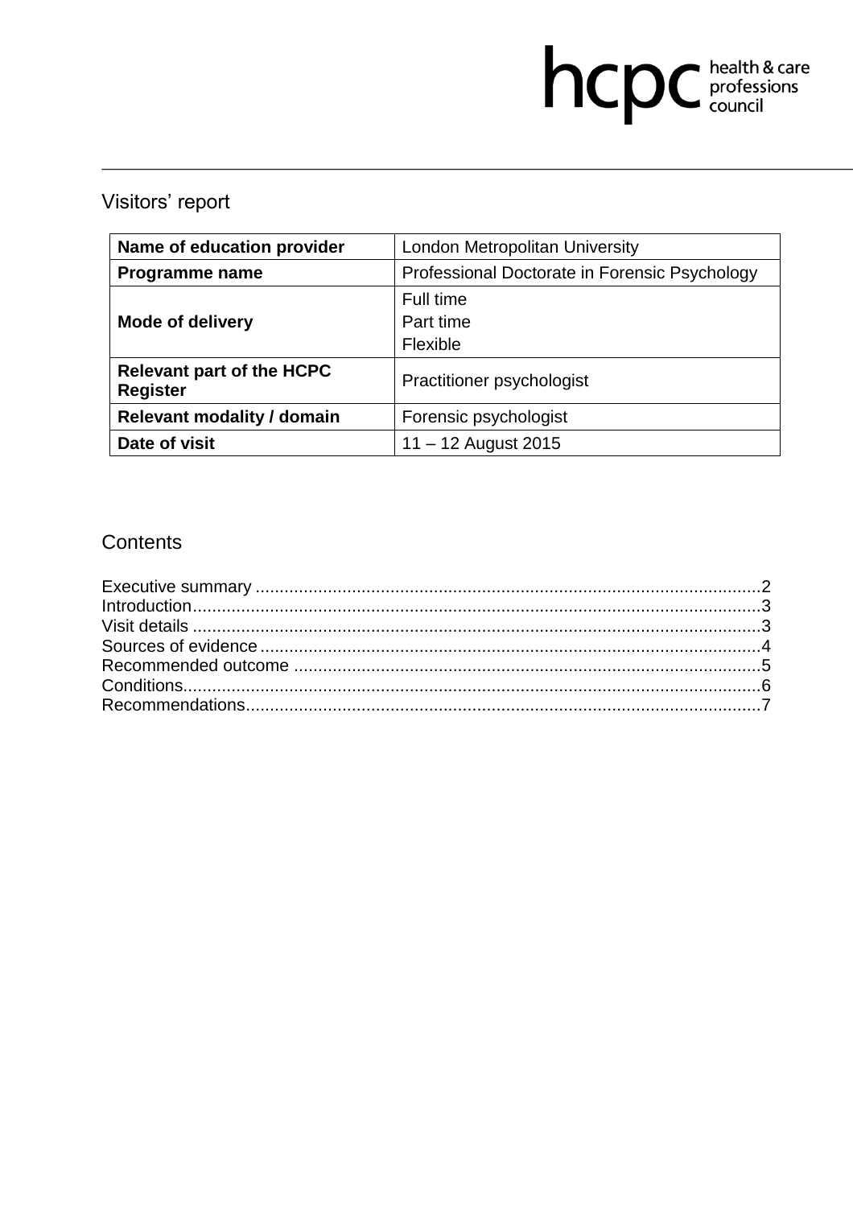hcpc health & care professions council

## Visitors' report

| Name of education provider | London Metropolitan University |
|---|---|
| Programme name | Professional Doctorate in Forensic Psychology |
| Mode of delivery | Full time<br>Part time<br>Flexible |
| Relevant part of the HCPC Register | Practitioner psychologist |
| Relevant modality / domain | Forensic psychologist |
| Date of visit | 11 – 12 August 2015 |

## Contents

Executive summary ........................................................................................................2
Introduction.....................................................................................................................3
Visit details .....................................................................................................................3
Sources of evidence .......................................................................................................4
Recommended outcome ................................................................................................5
Conditions.......................................................................................................................6
Recommendations..........................................................................................................7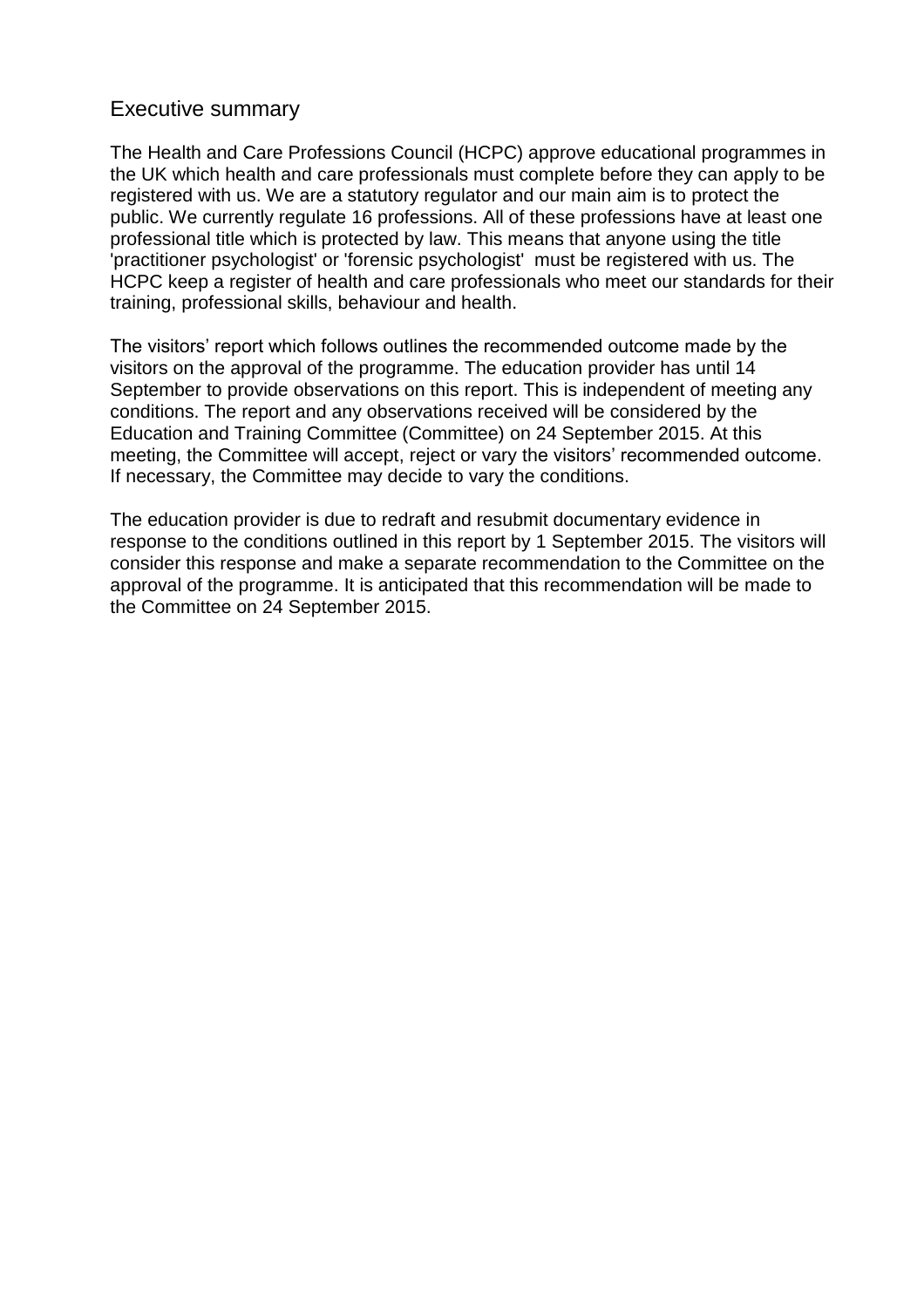## Executive summary

The Health and Care Professions Council (HCPC) approve educational programmes in the UK which health and care professionals must complete before they can apply to be registered with us. We are a statutory regulator and our main aim is to protect the public. We currently regulate 16 professions. All of these professions have at least one professional title which is protected by law. This means that anyone using the title 'practitioner psychologist' or 'forensic psychologist' must be registered with us. The HCPC keep a register of health and care professionals who meet our standards for their training, professional skills, behaviour and health.

The visitors' report which follows outlines the recommended outcome made by the visitors on the approval of the programme. The education provider has until 14 September to provide observations on this report. This is independent of meeting any conditions. The report and any observations received will be considered by the Education and Training Committee (Committee) on 24 September 2015. At this meeting, the Committee will accept, reject or vary the visitors' recommended outcome. If necessary, the Committee may decide to vary the conditions.

The education provider is due to redraft and resubmit documentary evidence in response to the conditions outlined in this report by 1 September 2015. The visitors will consider this response and make a separate recommendation to the Committee on the approval of the programme. It is anticipated that this recommendation will be made to the Committee on 24 September 2015.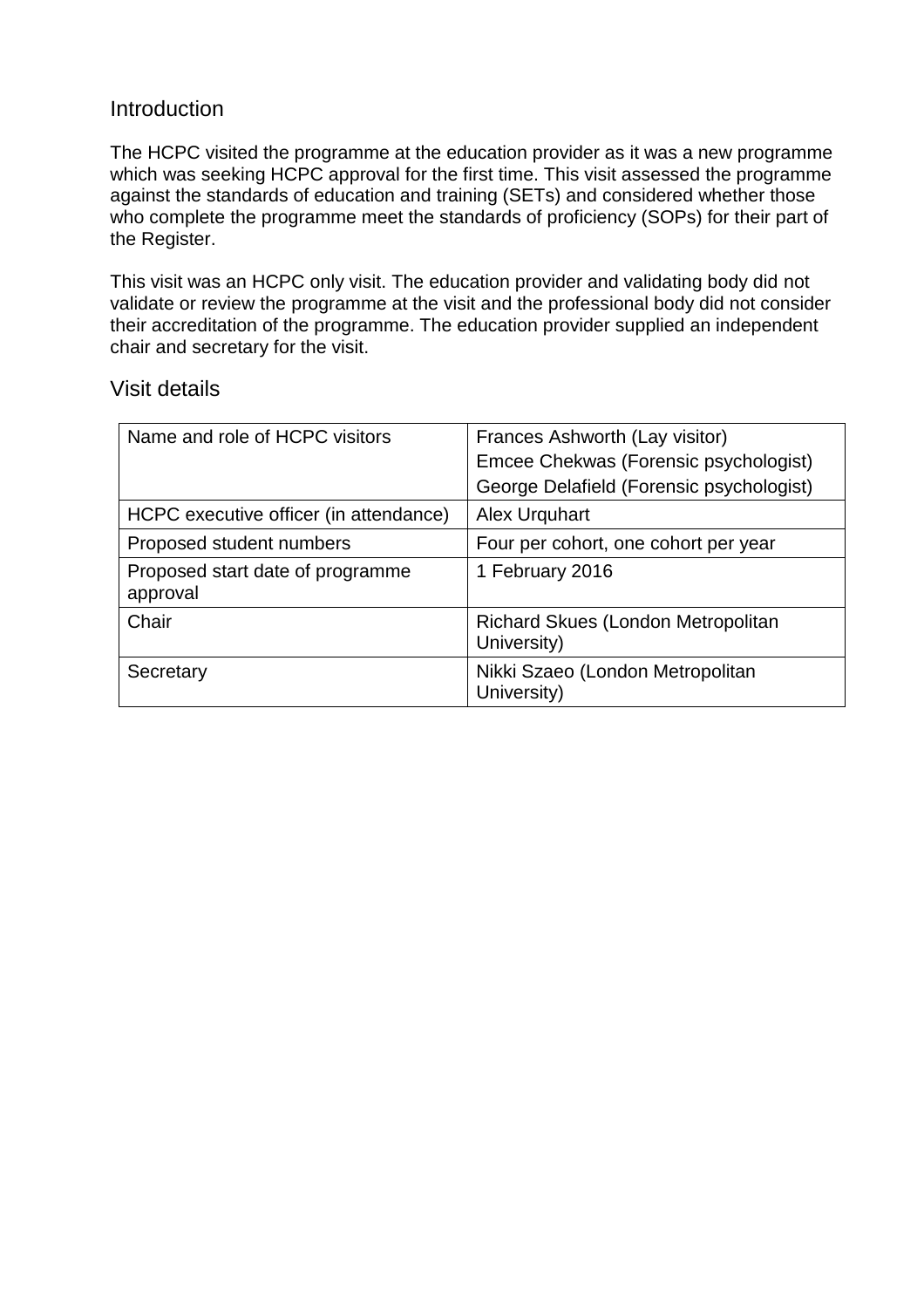## Introduction

The HCPC visited the programme at the education provider as it was a new programme which was seeking HCPC approval for the first time. This visit assessed the programme against the standards of education and training (SETs) and considered whether those who complete the programme meet the standards of proficiency (SOPs) for their part of the Register.

This visit was an HCPC only visit. The education provider and validating body did not validate or review the programme at the visit and the professional body did not consider their accreditation of the programme. The education provider supplied an independent chair and secretary for the visit.

## Visit details

| | |
|---|---|
| Name and role of HCPC visitors | Frances Ashworth (Lay visitor)<br>Emcee Chekwas (Forensic psychologist)<br>George Delafield (Forensic psychologist) |
| HCPC executive officer (in attendance) | Alex Urquhart |
| Proposed student numbers | Four per cohort, one cohort per year |
| Proposed start date of programme approval | 1 February 2016 |
| Chair | Richard Skues (London Metropolitan University) |
| Secretary | Nikki Szaeo (London Metropolitan University) |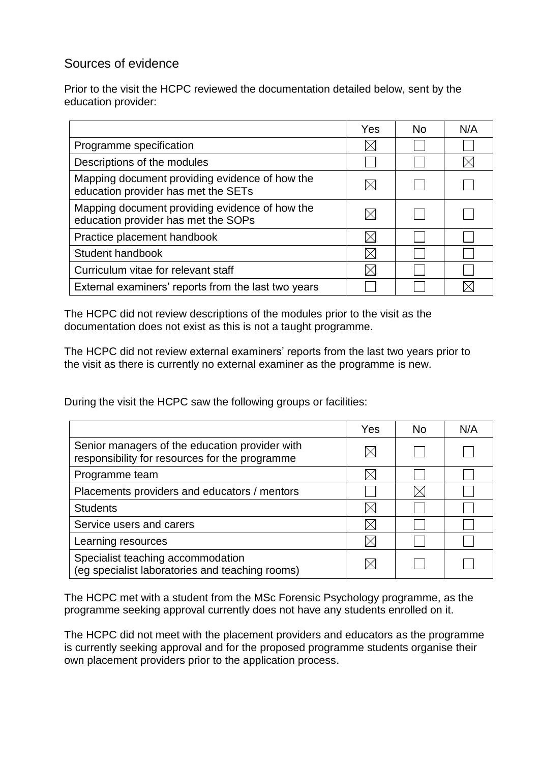## Sources of evidence

Prior to the visit the HCPC reviewed the documentation detailed below, sent by the education provider:

| | Yes | No | N/A |
|---|---|---|---|
| Programme specification | ☒ | ☐ | ☐ |
| Descriptions of the modules | ☐ | ☐ | ☒ |
| Mapping document providing evidence of how the education provider has met the SETs | ☒ | ☐ | ☐ |
| Mapping document providing evidence of how the education provider has met the SOPs | ☒ | ☐ | ☐ |
| Practice placement handbook | ☒ | ☐ | ☐ |
| Student handbook | ☒ | ☐ | ☐ |
| Curriculum vitae for relevant staff | ☒ | ☐ | ☐ |
| External examiners' reports from the last two years | ☐ | ☐ | ☒ |

The HCPC did not review descriptions of the modules prior to the visit as the documentation does not exist as this is not a taught programme.

The HCPC did not review external examiners' reports from the last two years prior to the visit as there is currently no external examiner as the programme is new.

During the visit the HCPC saw the following groups or facilities:

| | Yes | No | N/A |
|---|---|---|---|
| Senior managers of the education provider with responsibility for resources for the programme | ☒ | ☐ | ☐ |
| Programme team | ☒ | ☐ | ☐ |
| Placements providers and educators / mentors | ☐ | ☒ | ☐ |
| Students | ☒ | ☐ | ☐ |
| Service users and carers | ☒ | ☐ | ☐ |
| Learning resources | ☒ | ☐ | ☐ |
| Specialist teaching accommodation (eg specialist laboratories and teaching rooms) | ☒ | ☐ | ☐ |

The HCPC met with a student from the MSc Forensic Psychology programme, as the programme seeking approval currently does not have any students enrolled on it.

The HCPC did not meet with the placement providers and educators as the programme is currently seeking approval and for the proposed programme students organise their own placement providers prior to the application process.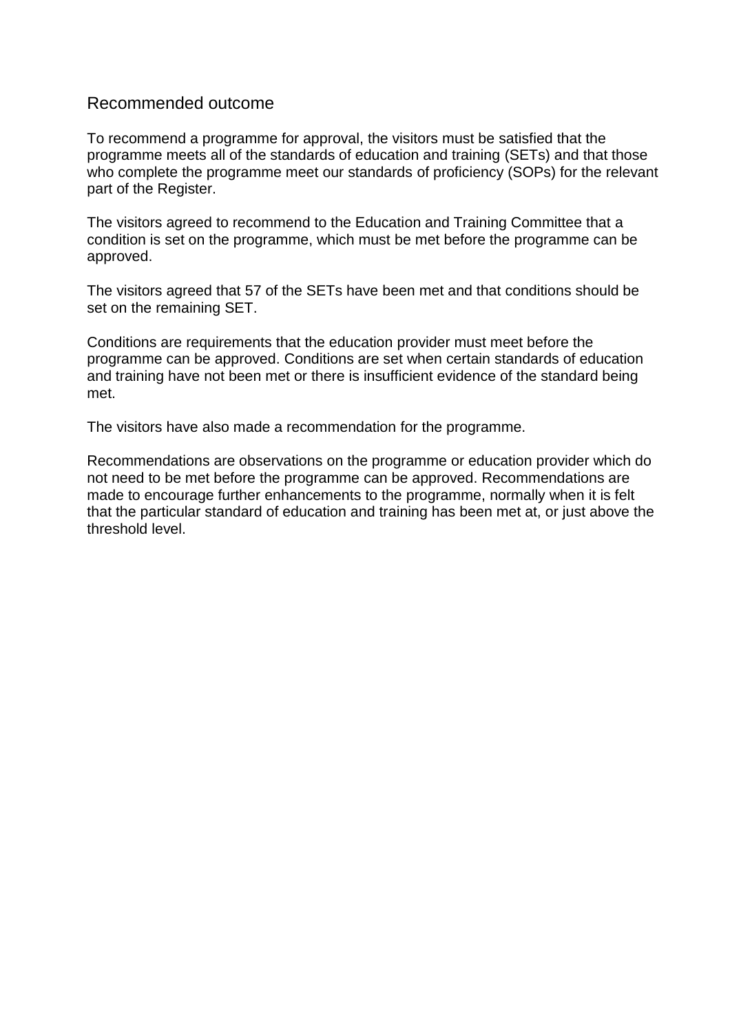## Recommended outcome

To recommend a programme for approval, the visitors must be satisfied that the programme meets all of the standards of education and training (SETs) and that those who complete the programme meet our standards of proficiency (SOPs) for the relevant part of the Register.

The visitors agreed to recommend to the Education and Training Committee that a condition is set on the programme, which must be met before the programme can be approved.

The visitors agreed that 57 of the SETs have been met and that conditions should be set on the remaining SET.

Conditions are requirements that the education provider must meet before the programme can be approved. Conditions are set when certain standards of education and training have not been met or there is insufficient evidence of the standard being met.

The visitors have also made a recommendation for the programme.

Recommendations are observations on the programme or education provider which do not need to be met before the programme can be approved. Recommendations are made to encourage further enhancements to the programme, normally when it is felt that the particular standard of education and training has been met at, or just above the threshold level.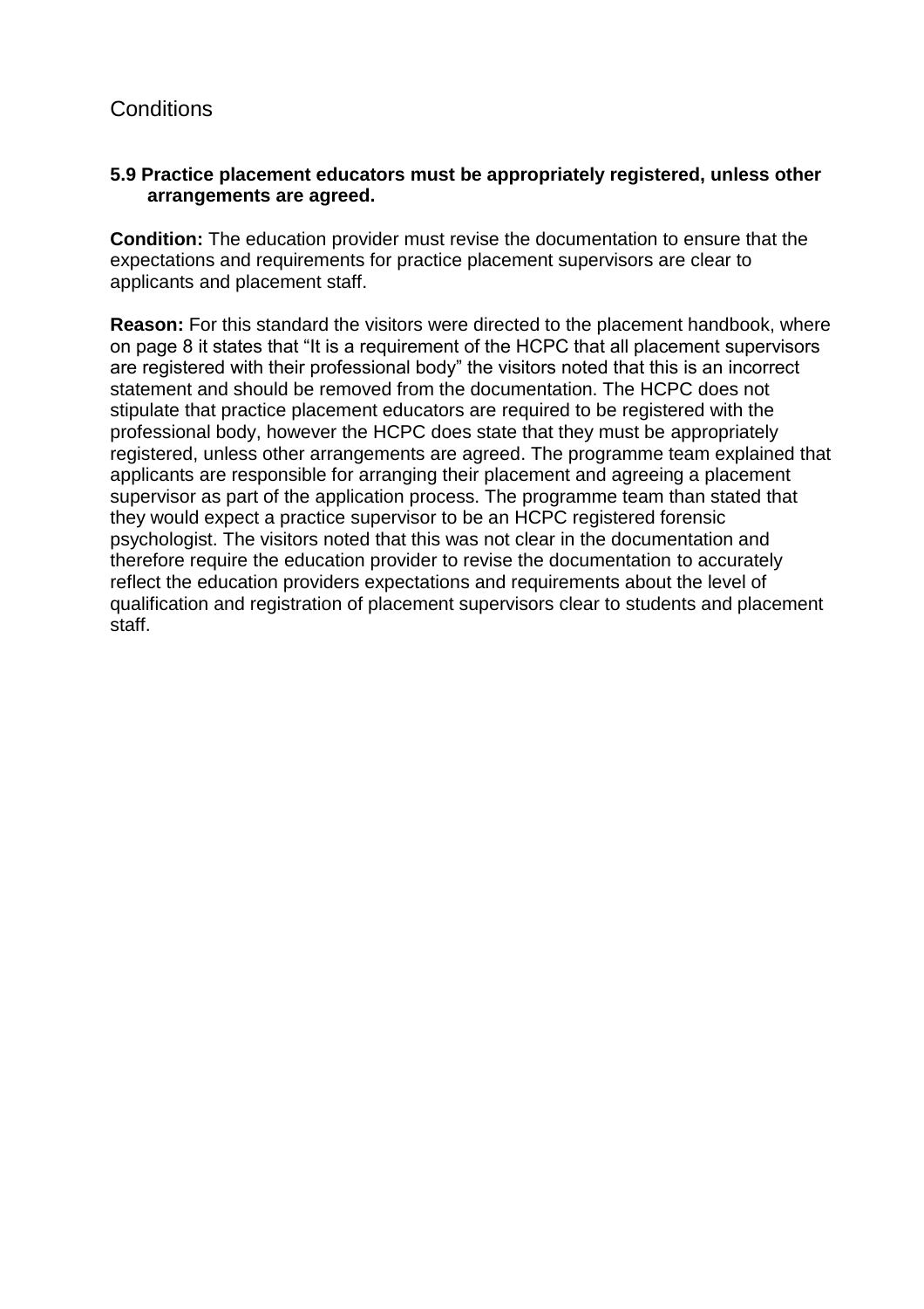## Conditions

**5.9 Practice placement educators must be appropriately registered, unless other arrangements are agreed.**

**Condition:** The education provider must revise the documentation to ensure that the expectations and requirements for practice placement supervisors are clear to applicants and placement staff.

**Reason:** For this standard the visitors were directed to the placement handbook, where on page 8 it states that "It is a requirement of the HCPC that all placement supervisors are registered with their professional body" the visitors noted that this is an incorrect statement and should be removed from the documentation. The HCPC does not stipulate that practice placement educators are required to be registered with the professional body, however the HCPC does state that they must be appropriately registered, unless other arrangements are agreed. The programme team explained that applicants are responsible for arranging their placement and agreeing a placement supervisor as part of the application process. The programme team than stated that they would expect a practice supervisor to be an HCPC registered forensic psychologist. The visitors noted that this was not clear in the documentation and therefore require the education provider to revise the documentation to accurately reflect the education providers expectations and requirements about the level of qualification and registration of placement supervisors clear to students and placement staff.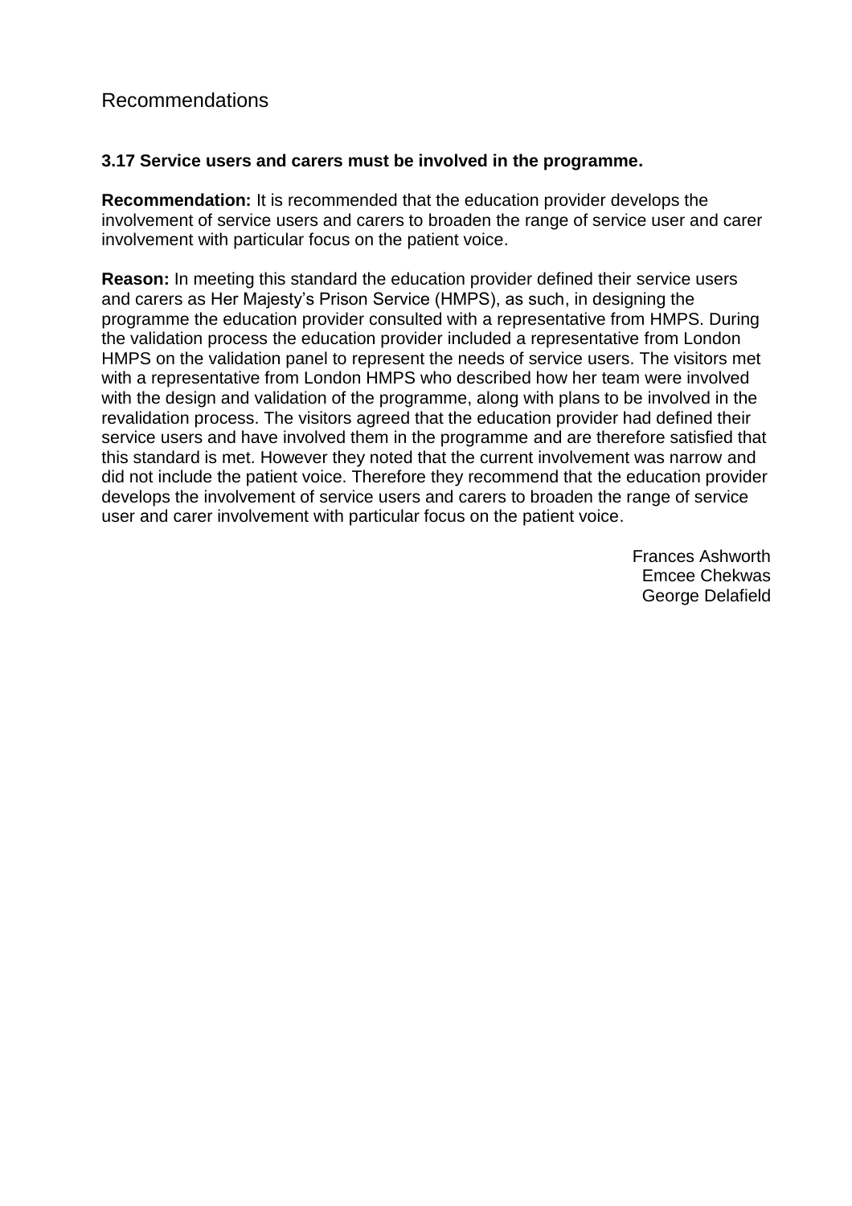## Recommendations

**3.17 Service users and carers must be involved in the programme.**

**Recommendation:** It is recommended that the education provider develops the involvement of service users and carers to broaden the range of service user and carer involvement with particular focus on the patient voice.

**Reason:** In meeting this standard the education provider defined their service users and carers as Her Majesty's Prison Service (HMPS), as such, in designing the programme the education provider consulted with a representative from HMPS. During the validation process the education provider included a representative from London HMPS on the validation panel to represent the needs of service users. The visitors met with a representative from London HMPS who described how her team were involved with the design and validation of the programme, along with plans to be involved in the revalidation process. The visitors agreed that the education provider had defined their service users and have involved them in the programme and are therefore satisfied that this standard is met. However they noted that the current involvement was narrow and did not include the patient voice. Therefore they recommend that the education provider develops the involvement of service users and carers to broaden the range of service user and carer involvement with particular focus on the patient voice.

Frances Ashworth
Emcee Chekwas
George Delafield